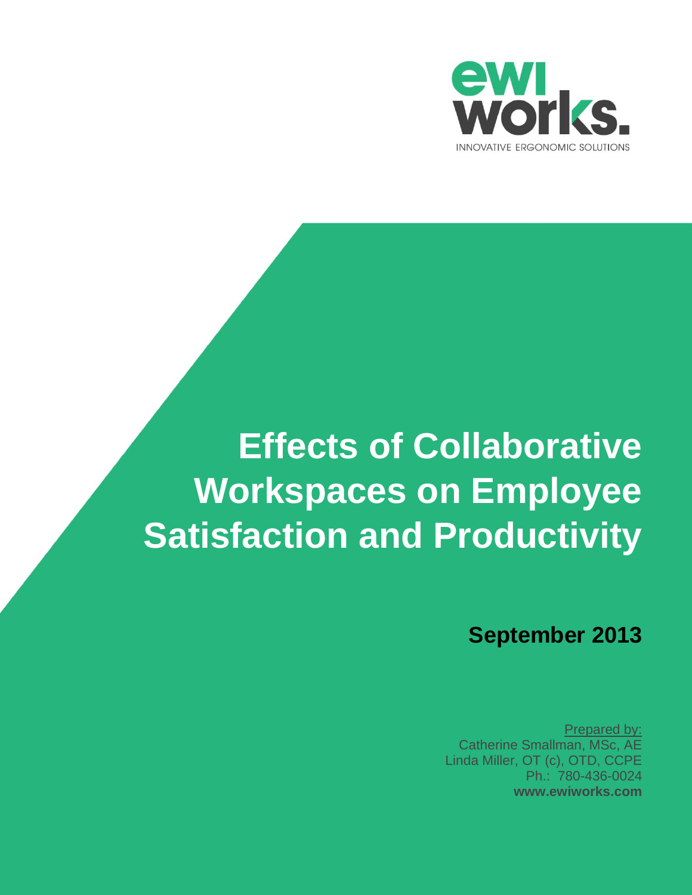ewi works.

INNOVATIVE ERGONOMIC SOLUTIONS

# Effects of Collaborative Workspaces on Employee Satisfaction and Productivity

**September 2013**

Prepared by:
Catherine Smallman, MSc, AE
Linda Miller, OT (c), OTD, CCPE
Ph.: 780-436-0024
**www.ewiworks.com**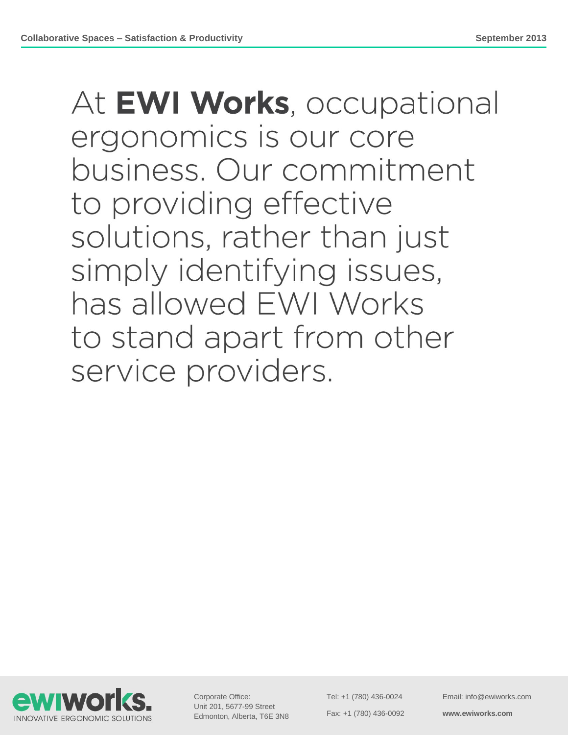At **EWI Works**, occupational ergonomics is our core business. Our commitment to providing effective solutions, rather than just simply identifying issues, has allowed EWI Works to stand apart from other service providers.

ewiworks. INNOVATIVE ERGONOMIC SOLUTIONS

Corporate Office:
Unit 201, 5677-99 Street
Edmonton, Alberta, T6E 3N8

Tel: +1 (780) 436-0024

Fax: +1 (780) 436-0092

Email: info@ewiworks.com

**www.ewiworks.com**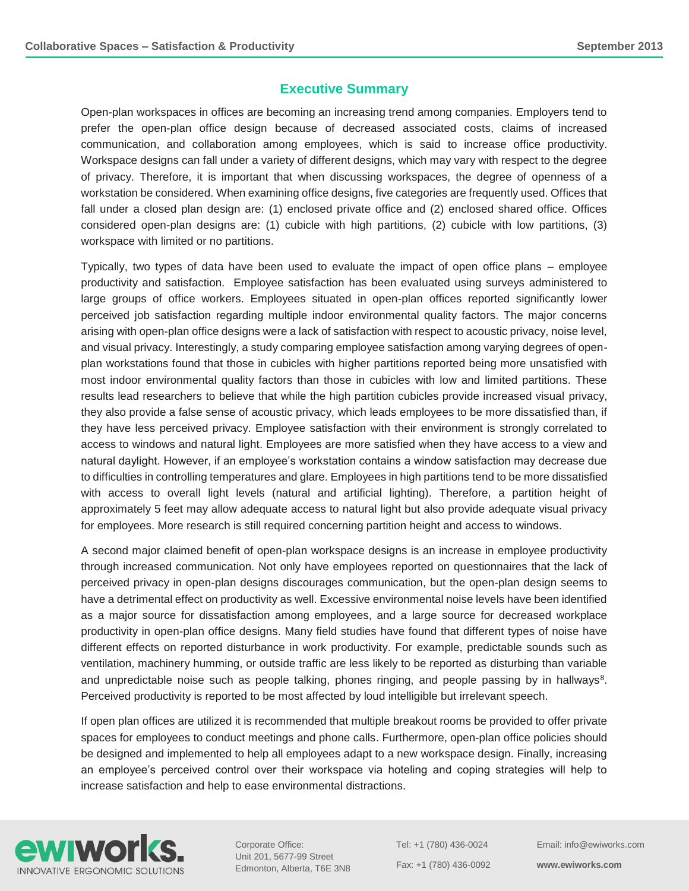## Executive Summary

Open-plan workspaces in offices are becoming an increasing trend among companies. Employers tend to prefer the open-plan office design because of decreased associated costs, claims of increased communication, and collaboration among employees, which is said to increase office productivity. Workspace designs can fall under a variety of different designs, which may vary with respect to the degree of privacy. Therefore, it is important that when discussing workspaces, the degree of openness of a workstation be considered. When examining office designs, five categories are frequently used. Offices that fall under a closed plan design are: (1) enclosed private office and (2) enclosed shared office. Offices considered open-plan designs are: (1) cubicle with high partitions, (2) cubicle with low partitions, (3) workspace with limited or no partitions.

Typically, two types of data have been used to evaluate the impact of open office plans – employee productivity and satisfaction. Employee satisfaction has been evaluated using surveys administered to large groups of office workers. Employees situated in open-plan offices reported significantly lower perceived job satisfaction regarding multiple indoor environmental quality factors. The major concerns arising with open-plan office designs were a lack of satisfaction with respect to acoustic privacy, noise level, and visual privacy. Interestingly, a study comparing employee satisfaction among varying degrees of open-plan workstations found that those in cubicles with higher partitions reported being more unsatisfied with most indoor environmental quality factors than those in cubicles with low and limited partitions. These results lead researchers to believe that while the high partition cubicles provide increased visual privacy, they also provide a false sense of acoustic privacy, which leads employees to be more dissatisfied than, if they have less perceived privacy. Employee satisfaction with their environment is strongly correlated to access to windows and natural light. Employees are more satisfied when they have access to a view and natural daylight. However, if an employee's workstation contains a window satisfaction may decrease due to difficulties in controlling temperatures and glare. Employees in high partitions tend to be more dissatisfied with access to overall light levels (natural and artificial lighting). Therefore, a partition height of approximately 5 feet may allow adequate access to natural light but also provide adequate visual privacy for employees. More research is still required concerning partition height and access to windows.

A second major claimed benefit of open-plan workspace designs is an increase in employee productivity through increased communication. Not only have employees reported on questionnaires that the lack of perceived privacy in open-plan designs discourages communication, but the open-plan design seems to have a detrimental effect on productivity as well. Excessive environmental noise levels have been identified as a major source for dissatisfaction among employees, and a large source for decreased workplace productivity in open-plan office designs. Many field studies have found that different types of noise have different effects on reported disturbance in work productivity. For example, predictable sounds such as ventilation, machinery humming, or outside traffic are less likely to be reported as disturbing than variable and unpredictable noise such as people talking, phones ringing, and people passing by in hallways[8]. Perceived productivity is reported to be most affected by loud intelligible but irrelevant speech.

If open plan offices are utilized it is recommended that multiple breakout rooms be provided to offer private spaces for employees to conduct meetings and phone calls. Furthermore, open-plan office policies should be designed and implemented to help all employees adapt to a new workspace design. Finally, increasing an employee's perceived control over their workspace via hoteling and coping strategies will help to increase satisfaction and help to ease environmental distractions.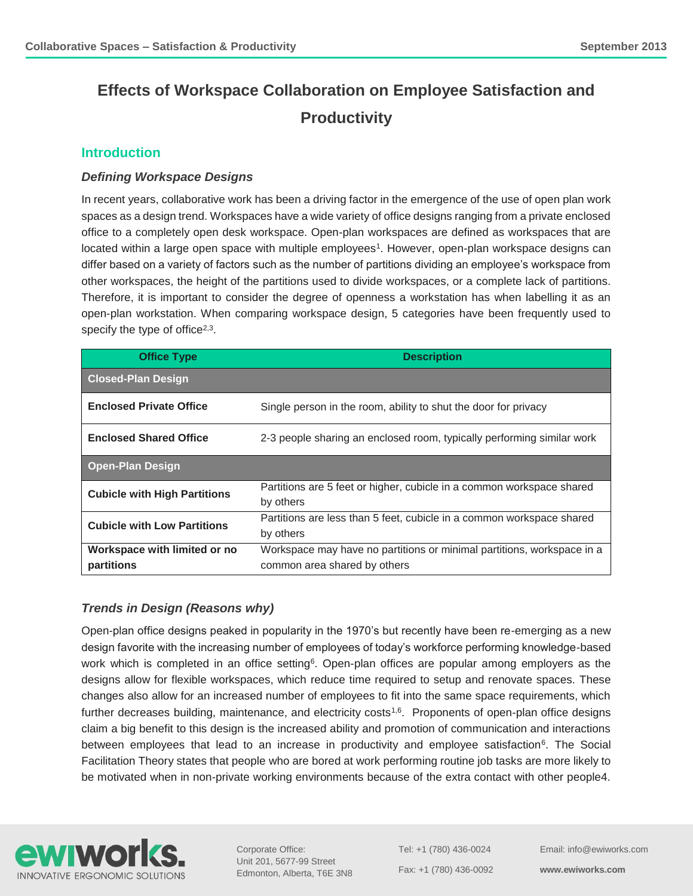# Effects of Workspace Collaboration on Employee Satisfaction and Productivity

## Introduction

### *Defining Workspace Designs*

In recent years, collaborative work has been a driving factor in the emergence of the use of open plan work spaces as a design trend. Workspaces have a wide variety of office designs ranging from a private enclosed office to a completely open desk workspace. Open-plan workspaces are defined as workspaces that are located within a large open space with multiple employees[1]. However, open-plan workspace designs can differ based on a variety of factors such as the number of partitions dividing an employee's workspace from other workspaces, the height of the partitions used to divide workspaces, or a complete lack of partitions. Therefore, it is important to consider the degree of openness a workstation has when labelling it as an open-plan workstation. When comparing workspace design, 5 categories have been frequently used to specify the type of office[2,3].

| Office Type | Description |
|---|---|
| **Closed-Plan Design** | |
| **Enclosed Private Office** | Single person in the room, ability to shut the door for privacy |
| **Enclosed Shared Office** | 2-3 people sharing an enclosed room, typically performing similar work |
| **Open-Plan Design** | |
| **Cubicle with High Partitions** | Partitions are 5 feet or higher, cubicle in a common workspace shared by others |
| **Cubicle with Low Partitions** | Partitions are less than 5 feet, cubicle in a common workspace shared by others |
| **Workspace with limited or no partitions** | Workspace may have no partitions or minimal partitions, workspace in a common area shared by others |

### *Trends in Design (Reasons why)*

Open-plan office designs peaked in popularity in the 1970's but recently have been re-emerging as a new design favorite with the increasing number of employees of today's workforce performing knowledge-based work which is completed in an office setting[6]. Open-plan offices are popular among employers as the designs allow for flexible workspaces, which reduce time required to setup and renovate spaces. These changes also allow for an increased number of employees to fit into the same space requirements, which further decreases building, maintenance, and electricity costs[1,6]. Proponents of open-plan office designs claim a big benefit to this design is the increased ability and promotion of communication and interactions between employees that lead to an increase in productivity and employee satisfaction[6]. The Social Facilitation Theory states that people who are bored at work performing routine job tasks are more likely to be motivated when in non-private working environments because of the extra contact with other people4.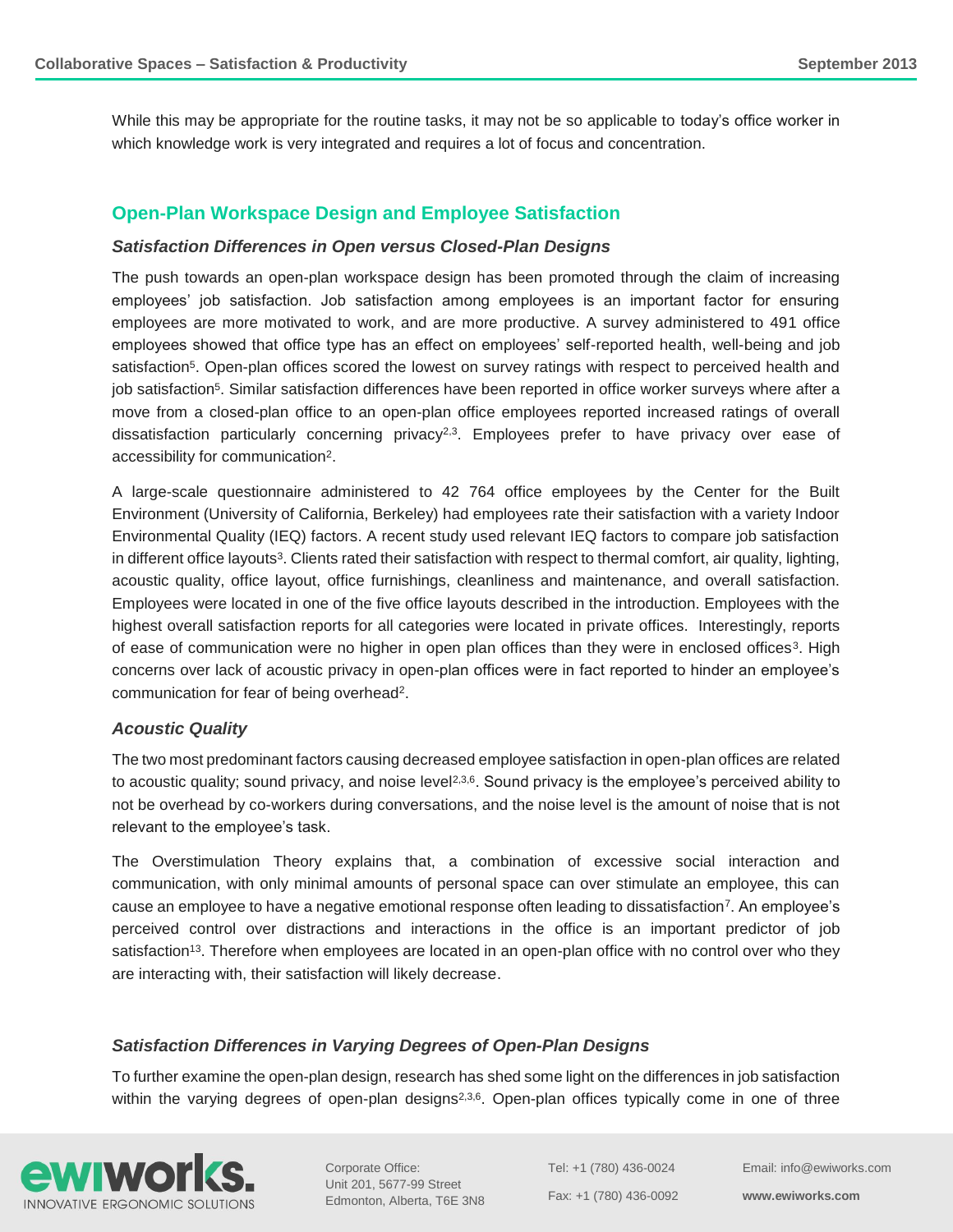While this may be appropriate for the routine tasks, it may not be so applicable to today's office worker in which knowledge work is very integrated and requires a lot of focus and concentration.

## Open-Plan Workspace Design and Employee Satisfaction

### *Satisfaction Differences in Open versus Closed-Plan Designs*

The push towards an open-plan workspace design has been promoted through the claim of increasing employees' job satisfaction. Job satisfaction among employees is an important factor for ensuring employees are more motivated to work, and are more productive. A survey administered to 491 office employees showed that office type has an effect on employees' self-reported health, well-being and job satisfaction[5]. Open-plan offices scored the lowest on survey ratings with respect to perceived health and job satisfaction[5]. Similar satisfaction differences have been reported in office worker surveys where after a move from a closed-plan office to an open-plan office employees reported increased ratings of overall dissatisfaction particularly concerning privacy[2,3]. Employees prefer to have privacy over ease of accessibility for communication[2].

A large-scale questionnaire administered to 42 764 office employees by the Center for the Built Environment (University of California, Berkeley) had employees rate their satisfaction with a variety Indoor Environmental Quality (IEQ) factors. A recent study used relevant IEQ factors to compare job satisfaction in different office layouts[3]. Clients rated their satisfaction with respect to thermal comfort, air quality, lighting, acoustic quality, office layout, office furnishings, cleanliness and maintenance, and overall satisfaction. Employees were located in one of the five office layouts described in the introduction. Employees with the highest overall satisfaction reports for all categories were located in private offices. Interestingly, reports of ease of communication were no higher in open plan offices than they were in enclosed offices[3]. High concerns over lack of acoustic privacy in open-plan offices were in fact reported to hinder an employee's communication for fear of being overhead[2].

### *Acoustic Quality*

The two most predominant factors causing decreased employee satisfaction in open-plan offices are related to acoustic quality; sound privacy, and noise level[2,3,6]. Sound privacy is the employee's perceived ability to not be overhead by co-workers during conversations, and the noise level is the amount of noise that is not relevant to the employee's task.

The Overstimulation Theory explains that, a combination of excessive social interaction and communication, with only minimal amounts of personal space can over stimulate an employee, this can cause an employee to have a negative emotional response often leading to dissatisfaction[7]. An employee's perceived control over distractions and interactions in the office is an important predictor of job satisfaction[13]. Therefore when employees are located in an open-plan office with no control over who they are interacting with, their satisfaction will likely decrease.

### *Satisfaction Differences in Varying Degrees of Open-Plan Designs*

To further examine the open-plan design, research has shed some light on the differences in job satisfaction within the varying degrees of open-plan designs[2,3,6]. Open-plan offices typically come in one of three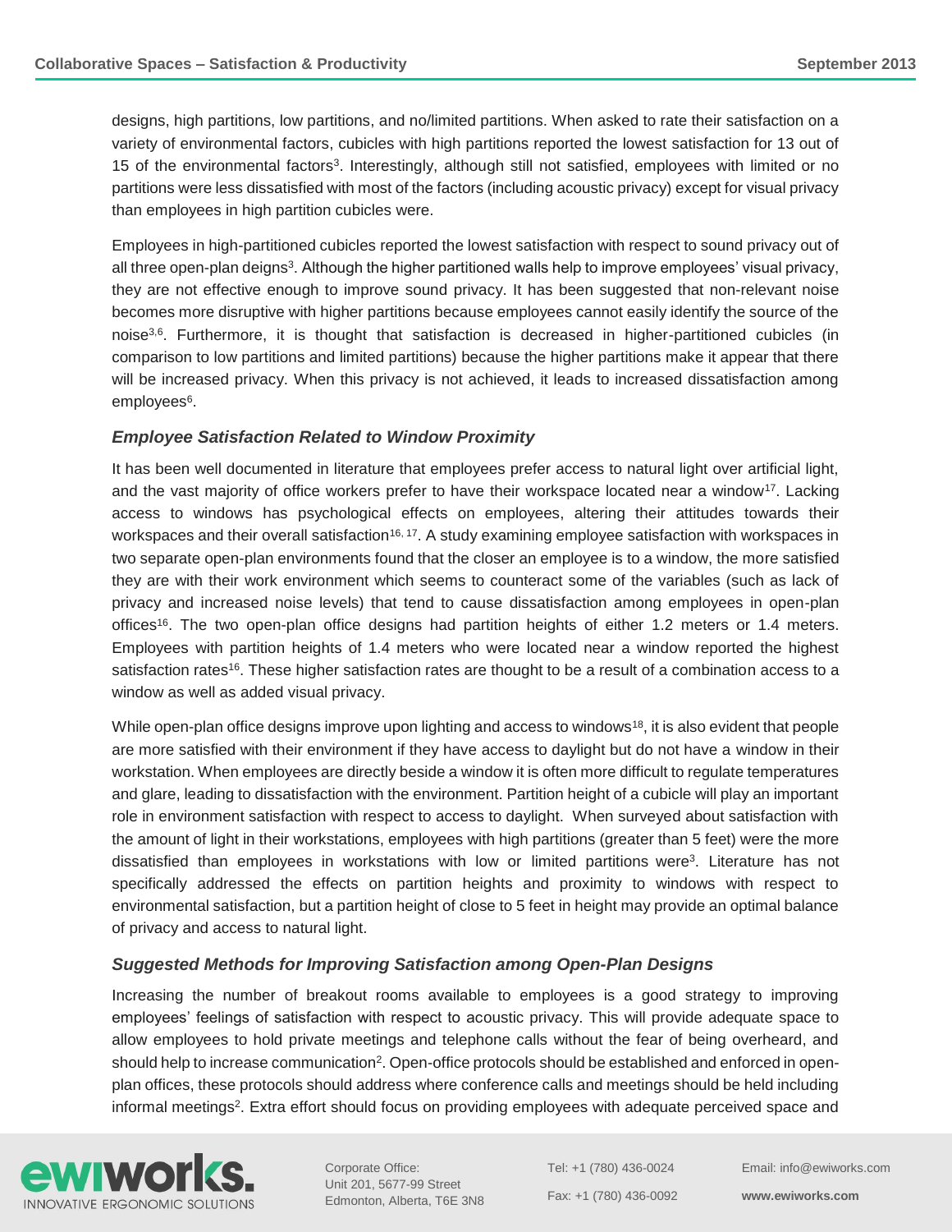designs, high partitions, low partitions, and no/limited partitions. When asked to rate their satisfaction on a variety of environmental factors, cubicles with high partitions reported the lowest satisfaction for 13 out of 15 of the environmental factors[3]. Interestingly, although still not satisfied, employees with limited or no partitions were less dissatisfied with most of the factors (including acoustic privacy) except for visual privacy than employees in high partition cubicles were.

Employees in high-partitioned cubicles reported the lowest satisfaction with respect to sound privacy out of all three open-plan deigns[3]. Although the higher partitioned walls help to improve employees' visual privacy, they are not effective enough to improve sound privacy. It has been suggested that non-relevant noise becomes more disruptive with higher partitions because employees cannot easily identify the source of the noise[3,6]. Furthermore, it is thought that satisfaction is decreased in higher-partitioned cubicles (in comparison to low partitions and limited partitions) because the higher partitions make it appear that there will be increased privacy. When this privacy is not achieved, it leads to increased dissatisfaction among employees[6].

### *Employee Satisfaction Related to Window Proximity*

It has been well documented in literature that employees prefer access to natural light over artificial light, and the vast majority of office workers prefer to have their workspace located near a window[17]. Lacking access to windows has psychological effects on employees, altering their attitudes towards their workspaces and their overall satisfaction[16, 17]. A study examining employee satisfaction with workspaces in two separate open-plan environments found that the closer an employee is to a window, the more satisfied they are with their work environment which seems to counteract some of the variables (such as lack of privacy and increased noise levels) that tend to cause dissatisfaction among employees in open-plan offices[16]. The two open-plan office designs had partition heights of either 1.2 meters or 1.4 meters. Employees with partition heights of 1.4 meters who were located near a window reported the highest satisfaction rates[16]. These higher satisfaction rates are thought to be a result of a combination access to a window as well as added visual privacy.

While open-plan office designs improve upon lighting and access to windows[18], it is also evident that people are more satisfied with their environment if they have access to daylight but do not have a window in their workstation. When employees are directly beside a window it is often more difficult to regulate temperatures and glare, leading to dissatisfaction with the environment. Partition height of a cubicle will play an important role in environment satisfaction with respect to access to daylight. When surveyed about satisfaction with the amount of light in their workstations, employees with high partitions (greater than 5 feet) were the more dissatisfied than employees in workstations with low or limited partitions were[3]. Literature has not specifically addressed the effects on partition heights and proximity to windows with respect to environmental satisfaction, but a partition height of close to 5 feet in height may provide an optimal balance of privacy and access to natural light.

### *Suggested Methods for Improving Satisfaction among Open-Plan Designs*

Increasing the number of breakout rooms available to employees is a good strategy to improving employees' feelings of satisfaction with respect to acoustic privacy. This will provide adequate space to allow employees to hold private meetings and telephone calls without the fear of being overheard, and should help to increase communication[2]. Open-office protocols should be established and enforced in open-plan offices, these protocols should address where conference calls and meetings should be held including informal meetings[2]. Extra effort should focus on providing employees with adequate perceived space and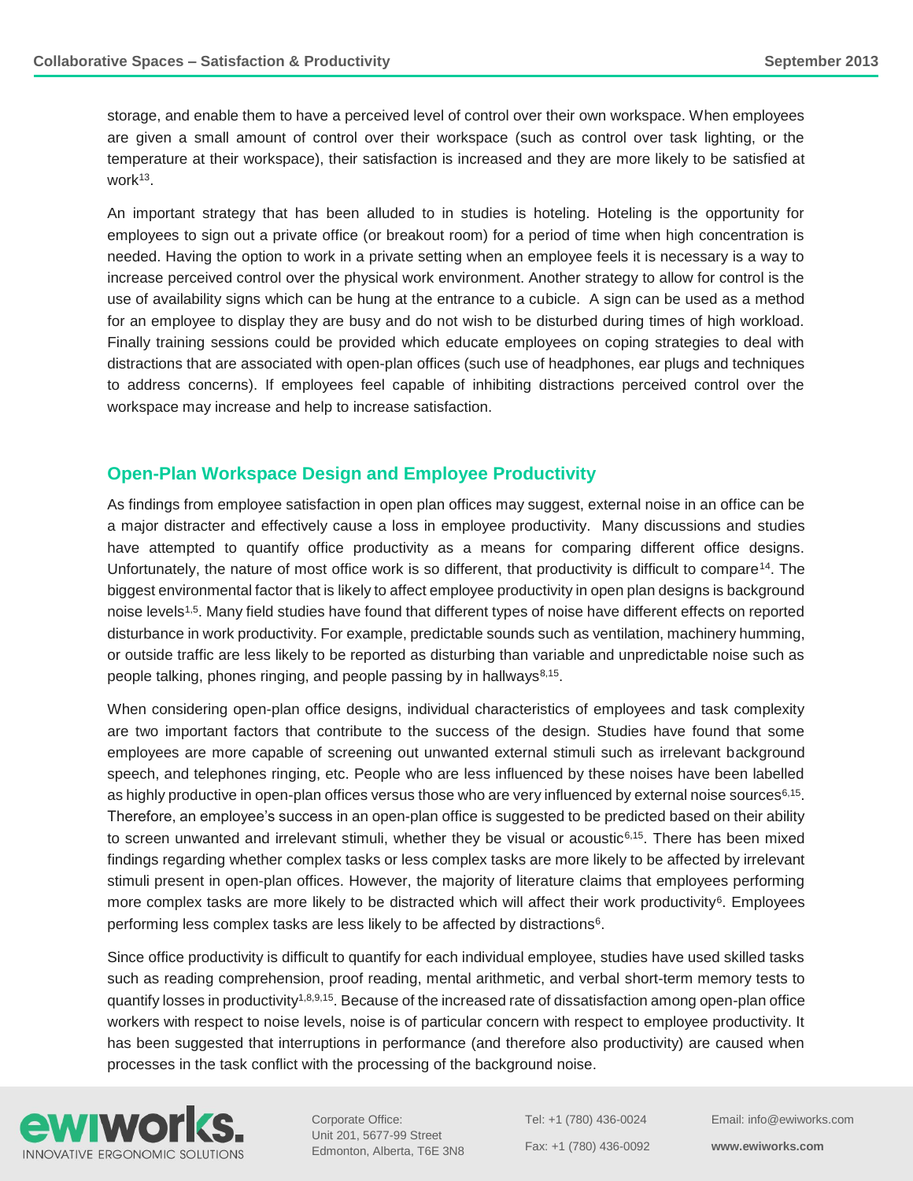storage, and enable them to have a perceived level of control over their own workspace. When employees are given a small amount of control over their workspace (such as control over task lighting, or the temperature at their workspace), their satisfaction is increased and they are more likely to be satisfied at work[13].

An important strategy that has been alluded to in studies is hoteling. Hoteling is the opportunity for employees to sign out a private office (or breakout room) for a period of time when high concentration is needed. Having the option to work in a private setting when an employee feels it is necessary is a way to increase perceived control over the physical work environment. Another strategy to allow for control is the use of availability signs which can be hung at the entrance to a cubicle. A sign can be used as a method for an employee to display they are busy and do not wish to be disturbed during times of high workload. Finally training sessions could be provided which educate employees on coping strategies to deal with distractions that are associated with open-plan offices (such use of headphones, ear plugs and techniques to address concerns). If employees feel capable of inhibiting distractions perceived control over the workspace may increase and help to increase satisfaction.

## Open-Plan Workspace Design and Employee Productivity

As findings from employee satisfaction in open plan offices may suggest, external noise in an office can be a major distracter and effectively cause a loss in employee productivity. Many discussions and studies have attempted to quantify office productivity as a means for comparing different office designs. Unfortunately, the nature of most office work is so different, that productivity is difficult to compare[14]. The biggest environmental factor that is likely to affect employee productivity in open plan designs is background noise levels[1,5]. Many field studies have found that different types of noise have different effects on reported disturbance in work productivity. For example, predictable sounds such as ventilation, machinery humming, or outside traffic are less likely to be reported as disturbing than variable and unpredictable noise such as people talking, phones ringing, and people passing by in hallways[8,15].

When considering open-plan office designs, individual characteristics of employees and task complexity are two important factors that contribute to the success of the design. Studies have found that some employees are more capable of screening out unwanted external stimuli such as irrelevant background speech, and telephones ringing, etc. People who are less influenced by these noises have been labelled as highly productive in open-plan offices versus those who are very influenced by external noise sources[6,15]. Therefore, an employee's success in an open-plan office is suggested to be predicted based on their ability to screen unwanted and irrelevant stimuli, whether they be visual or acoustic[6,15]. There has been mixed findings regarding whether complex tasks or less complex tasks are more likely to be affected by irrelevant stimuli present in open-plan offices. However, the majority of literature claims that employees performing more complex tasks are more likely to be distracted which will affect their work productivity[6]. Employees performing less complex tasks are less likely to be affected by distractions[6].

Since office productivity is difficult to quantify for each individual employee, studies have used skilled tasks such as reading comprehension, proof reading, mental arithmetic, and verbal short-term memory tests to quantify losses in productivity[1,8,9,15]. Because of the increased rate of dissatisfaction among open-plan office workers with respect to noise levels, noise is of particular concern with respect to employee productivity. It has been suggested that interruptions in performance (and therefore also productivity) are caused when processes in the task conflict with the processing of the background noise.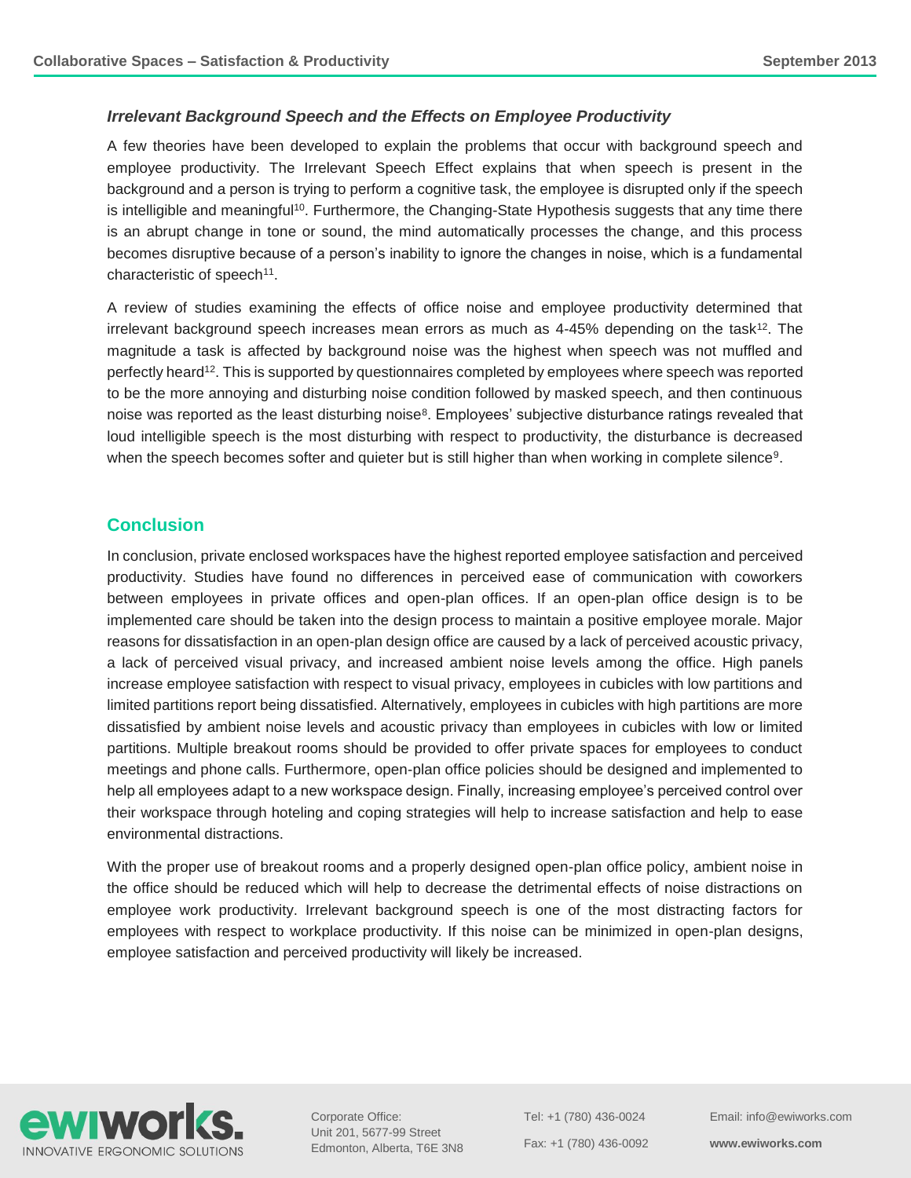### *Irrelevant Background Speech and the Effects on Employee Productivity*

A few theories have been developed to explain the problems that occur with background speech and employee productivity. The Irrelevant Speech Effect explains that when speech is present in the background and a person is trying to perform a cognitive task, the employee is disrupted only if the speech is intelligible and meaningful[10]. Furthermore, the Changing-State Hypothesis suggests that any time there is an abrupt change in tone or sound, the mind automatically processes the change, and this process becomes disruptive because of a person's inability to ignore the changes in noise, which is a fundamental characteristic of speech[11].

A review of studies examining the effects of office noise and employee productivity determined that irrelevant background speech increases mean errors as much as 4-45% depending on the task[12]. The magnitude a task is affected by background noise was the highest when speech was not muffled and perfectly heard[12]. This is supported by questionnaires completed by employees where speech was reported to be the more annoying and disturbing noise condition followed by masked speech, and then continuous noise was reported as the least disturbing noise[8]. Employees' subjective disturbance ratings revealed that loud intelligible speech is the most disturbing with respect to productivity, the disturbance is decreased when the speech becomes softer and quieter but is still higher than when working in complete silence[9].

## Conclusion

In conclusion, private enclosed workspaces have the highest reported employee satisfaction and perceived productivity. Studies have found no differences in perceived ease of communication with coworkers between employees in private offices and open-plan offices. If an open-plan office design is to be implemented care should be taken into the design process to maintain a positive employee morale. Major reasons for dissatisfaction in an open-plan design office are caused by a lack of perceived acoustic privacy, a lack of perceived visual privacy, and increased ambient noise levels among the office. High panels increase employee satisfaction with respect to visual privacy, employees in cubicles with low partitions and limited partitions report being dissatisfied. Alternatively, employees in cubicles with high partitions are more dissatisfied by ambient noise levels and acoustic privacy than employees in cubicles with low or limited partitions. Multiple breakout rooms should be provided to offer private spaces for employees to conduct meetings and phone calls. Furthermore, open-plan office policies should be designed and implemented to help all employees adapt to a new workspace design. Finally, increasing employee's perceived control over their workspace through hoteling and coping strategies will help to increase satisfaction and help to ease environmental distractions.

With the proper use of breakout rooms and a properly designed open-plan office policy, ambient noise in the office should be reduced which will help to decrease the detrimental effects of noise distractions on employee work productivity. Irrelevant background speech is one of the most distracting factors for employees with respect to workplace productivity. If this noise can be minimized in open-plan designs, employee satisfaction and perceived productivity will likely be increased.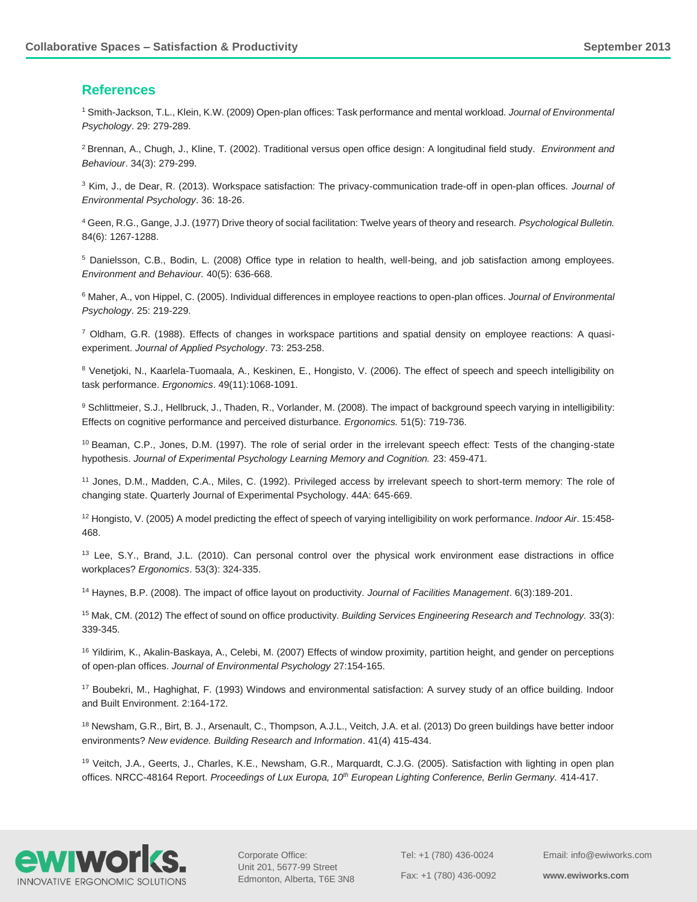## References

[1] Smith-Jackson, T.L., Klein, K.W. (2009) Open-plan offices: Task performance and mental workload. *Journal of Environmental Psychology*. 29: 279-289.

[2] Brennan, A., Chugh, J., Kline, T. (2002). Traditional versus open office design: A longitudinal field study. *Environment and Behaviour*. 34(3): 279-299.

[3] Kim, J., de Dear, R. (2013). Workspace satisfaction: The privacy-communication trade-off in open-plan offices. *Journal of Environmental Psychology*. 36: 18-26.

[4] Geen, R.G., Gange, J.J. (1977) Drive theory of social facilitation: Twelve years of theory and research. *Psychological Bulletin.* 84(6): 1267-1288.

[5] Danielsson, C.B., Bodin, L. (2008) Office type in relation to health, well-being, and job satisfaction among employees. *Environment and Behaviour.* 40(5): 636-668.

[6] Maher, A., von Hippel, C. (2005). Individual differences in employee reactions to open-plan offices. *Journal of Environmental Psychology*. 25: 219-229.

[7] Oldham, G.R. (1988). Effects of changes in workspace partitions and spatial density on employee reactions: A quasi-experiment. *Journal of Applied Psychology*. 73: 253-258.

[8] Venetjoki, N., Kaarlela-Tuomaala, A., Keskinen, E., Hongisto, V. (2006). The effect of speech and speech intelligibility on task performance. *Ergonomics*. 49(11):1068-1091.

[9] Schlittmeier, S.J., Hellbruck, J., Thaden, R., Vorlander, M. (2008). The impact of background speech varying in intelligibility: Effects on cognitive performance and perceived disturbance. *Ergonomics.* 51(5): 719-736.

[10] Beaman, C.P., Jones, D.M. (1997). The role of serial order in the irrelevant speech effect: Tests of the changing-state hypothesis. *Journal of Experimental Psychology Learning Memory and Cognition.* 23: 459-471.

[11] Jones, D.M., Madden, C.A., Miles, C. (1992). Privileged access by irrelevant speech to short-term memory: The role of changing state. Quarterly Journal of Experimental Psychology. 44A: 645-669.

[12] Hongisto, V. (2005) A model predicting the effect of speech of varying intelligibility on work performance. *Indoor Air*. 15:458-468.

[13] Lee, S.Y., Brand, J.L. (2010). Can personal control over the physical work environment ease distractions in office workplaces? *Ergonomics*. 53(3): 324-335.

[14] Haynes, B.P. (2008). The impact of office layout on productivity. *Journal of Facilities Management*. 6(3):189-201.

[15] Mak, CM. (2012) The effect of sound on office productivity. *Building Services Engineering Research and Technology.* 33(3): 339-345.

[16] Yildirim, K., Akalin-Baskaya, A., Celebi, M. (2007) Effects of window proximity, partition height, and gender on perceptions of open-plan offices. *Journal of Environmental Psychology* 27:154-165.

[17] Boubekri, M., Haghighat, F. (1993) Windows and environmental satisfaction: A survey study of an office building. Indoor and Built Environment. 2:164-172.

[18] Newsham, G.R., Birt, B. J., Arsenault, C., Thompson, A.J.L., Veitch, J.A. et al. (2013) Do green buildings have better indoor environments? *New evidence. Building Research and Information*. 41(4) 415-434.

[19] Veitch, J.A., Geerts, J., Charles, K.E., Newsham, G.R., Marquardt, C.J.G. (2005). Satisfaction with lighting in open plan offices. NRCC-48164 Report. *Proceedings of Lux Europa, 10th European Lighting Conference, Berlin Germany.* 414-417.

ewiworks. INNOVATIVE ERGONOMIC SOLUTIONS

Corporate Office:
Unit 201, 5677-99 Street
Edmonton, Alberta, T6E 3N8

Tel: +1 (780) 436-0024

Fax: +1 (780) 436-0092

Email: info@ewiworks.com

**www.ewiworks.com**